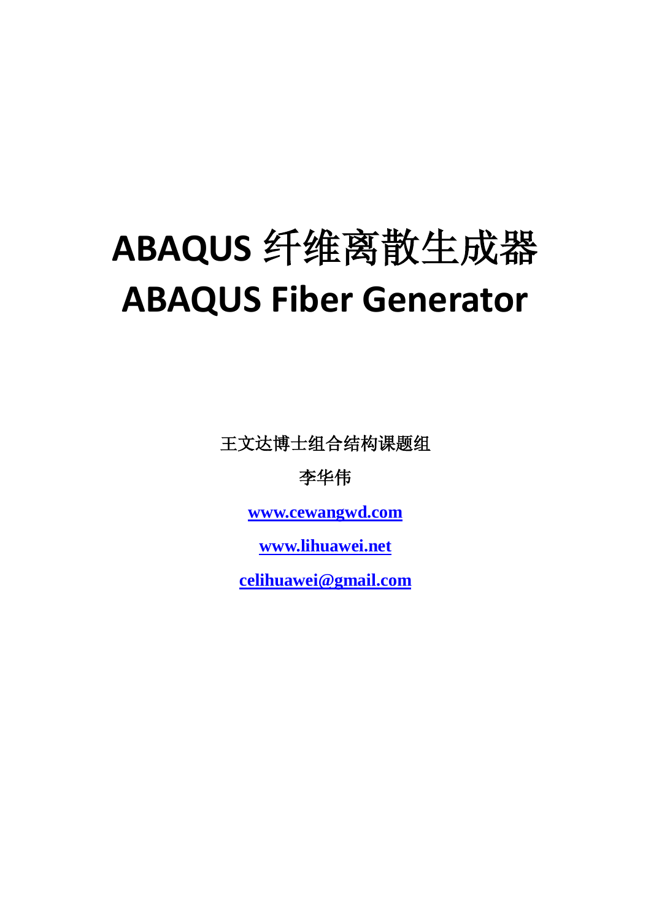# ABAQUS 纤维离散生成器
# ABAQUS Fiber Generator

王文达博士组合结构课题组

李华伟

[www.cewangwd.com](http://www.cewangwd.com)

[www.lihuawei.net](http://www.lihuawei.net)

[celihuawei@gmail.com](mailto:celihuawei@gmail.com)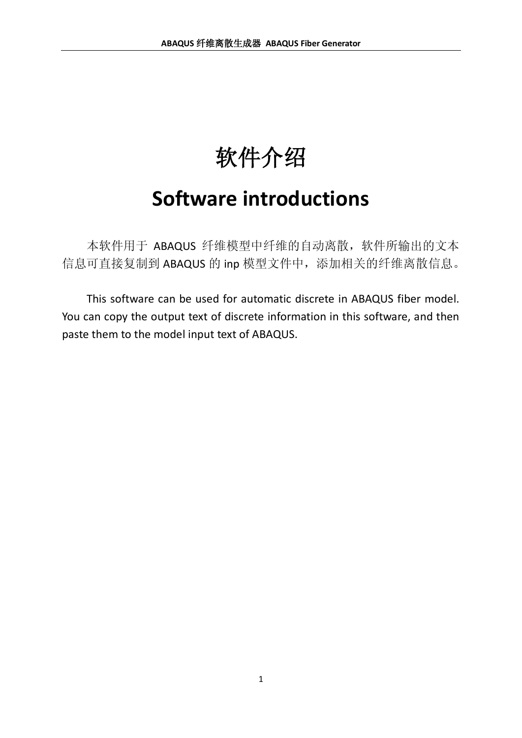# 软件介绍

# Software introductions

本软件用于 ABAQUS 纤维模型中纤维的自动离散，软件所输出的文本信息可直接复制到 ABAQUS 的 inp 模型文件中，添加相关的纤维离散信息。

This software can be used for automatic discrete in ABAQUS fiber model. You can copy the output text of discrete information in this software, and then paste them to the model input text of ABAQUS.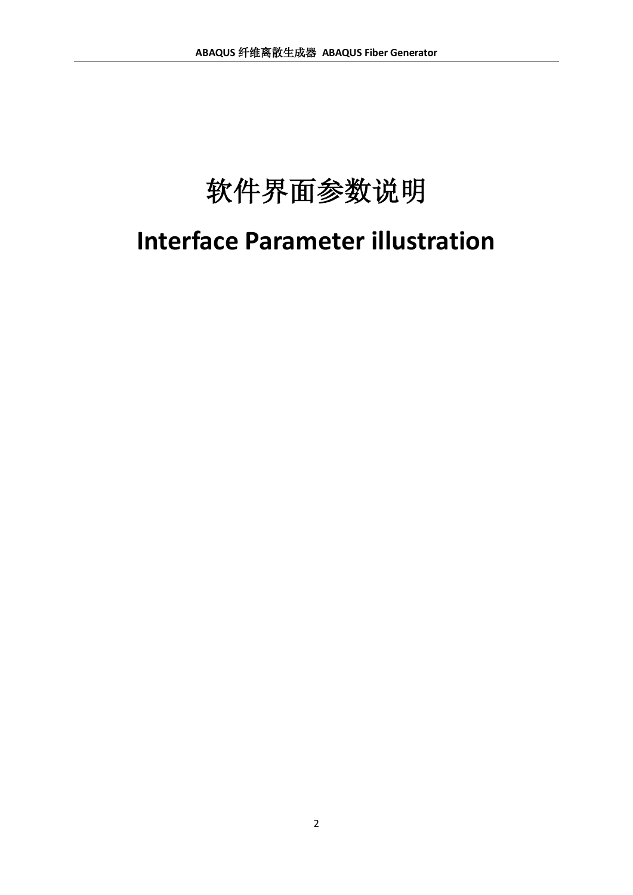# 软件界面参数说明

# Interface Parameter illustration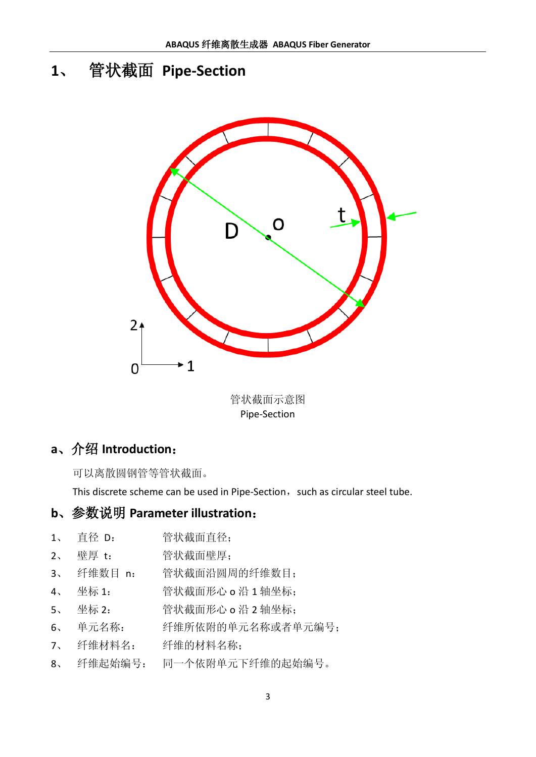# 1、 管状截面 Pipe-Section

管状截面示意图

Pipe-Section

## a、介绍 Introduction：

可以离散圆钢管等管状截面。

This discrete scheme can be used in Pipe-Section， such as circular steel tube.

## b、参数说明 Parameter illustration：

1、 直径 D： 管状截面直径；

2、 壁厚 t： 管状截面壁厚；

3、 纤维数目 n： 管状截面沿圆周的纤维数目；

4、 坐标 1： 管状截面形心 o 沿 1 轴坐标；

5、 坐标 2： 管状截面形心 o 沿 2 轴坐标；

6、 单元名称： 纤维所依附的单元名称或者单元编号；

7、 纤维材料名： 纤维的材料名称；

8、 纤维起始编号： 同一个依附单元下纤维的起始编号。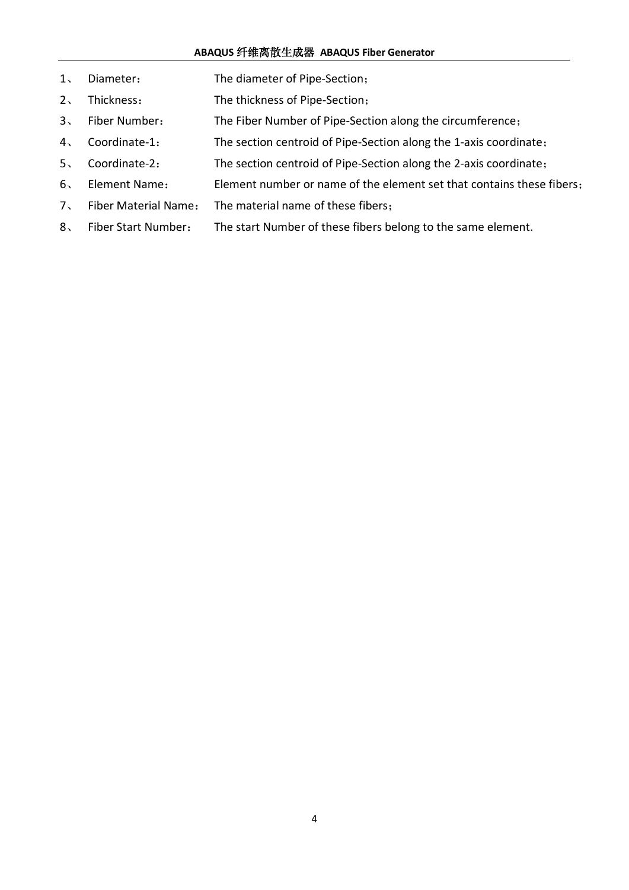1、 Diameter： The diameter of Pipe-Section；

2、 Thickness： The thickness of Pipe-Section；

3、 Fiber Number： The Fiber Number of Pipe-Section along the circumference；

4、 Coordinate-1： The section centroid of Pipe-Section along the 1-axis coordinate；

5、 Coordinate-2： The section centroid of Pipe-Section along the 2-axis coordinate；

6、 Element Name： Element number or name of the element set that contains these fibers；

7、 Fiber Material Name： The material name of these fibers；

8、 Fiber Start Number： The start Number of these fibers belong to the same element.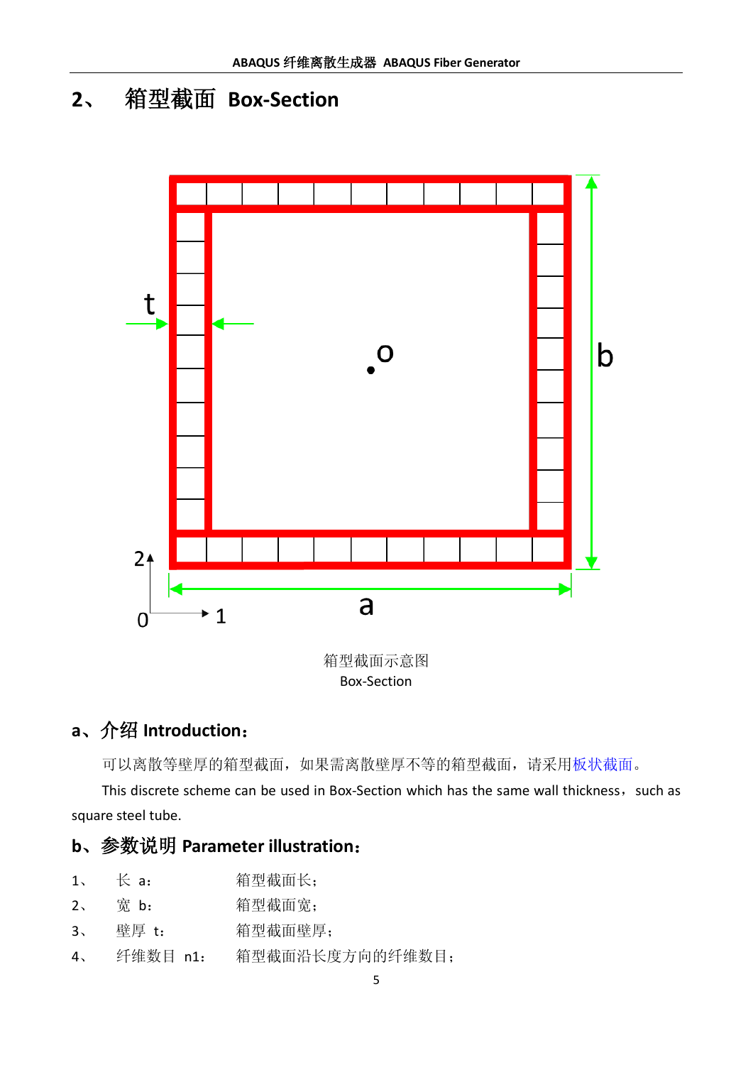## 2、 箱型截面 Box-Section

箱型截面示意图

Box-Section

### a、介绍 Introduction：

可以离散等壁厚的箱型截面，如果需离散壁厚不等的箱型截面，请采用板状截面。

This discrete scheme can be used in Box-Section which has the same wall thickness，such as square steel tube.

### b、参数说明 Parameter illustration：

1、 长 a： 箱型截面长；

2、 宽 b： 箱型截面宽；

3、 壁厚 t： 箱型截面壁厚；

4、 纤维数目 n1： 箱型截面沿长度方向的纤维数目；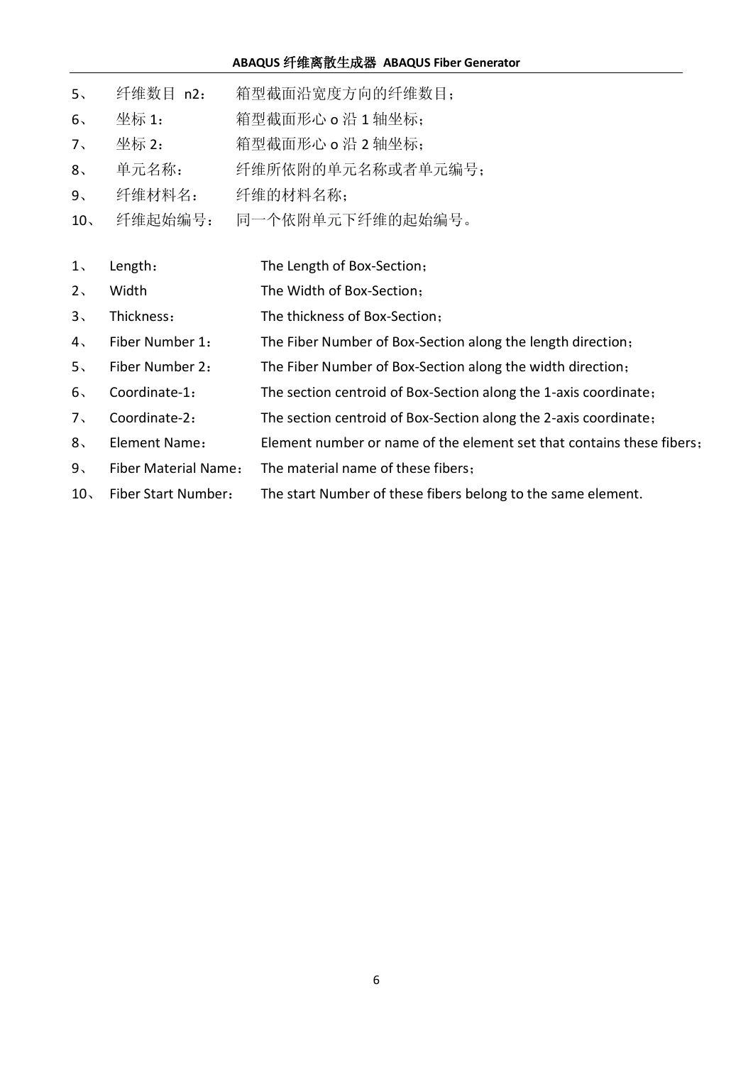5、 纤维数目 n2： 箱型截面沿宽度方向的纤维数目；

6、 坐标 1： 箱型截面形心 o 沿 1 轴坐标；

7、 坐标 2： 箱型截面形心 o 沿 2 轴坐标；

8、 单元名称： 纤维所依附的单元名称或者单元编号；

9、 纤维材料名： 纤维的材料名称；

10、 纤维起始编号： 同一个依附单元下纤维的起始编号。

1、 Length： The Length of Box-Section；

2、 Width The Width of Box-Section；

3、 Thickness： The thickness of Box-Section；

4、 Fiber Number 1： The Fiber Number of Box-Section along the length direction；

5、 Fiber Number 2： The Fiber Number of Box-Section along the width direction；

6、 Coordinate-1： The section centroid of Box-Section along the 1-axis coordinate；

7、 Coordinate-2： The section centroid of Box-Section along the 2-axis coordinate；

8、 Element Name： Element number or name of the element set that contains these fibers；

9、 Fiber Material Name： The material name of these fibers；

10、 Fiber Start Number： The start Number of these fibers belong to the same element.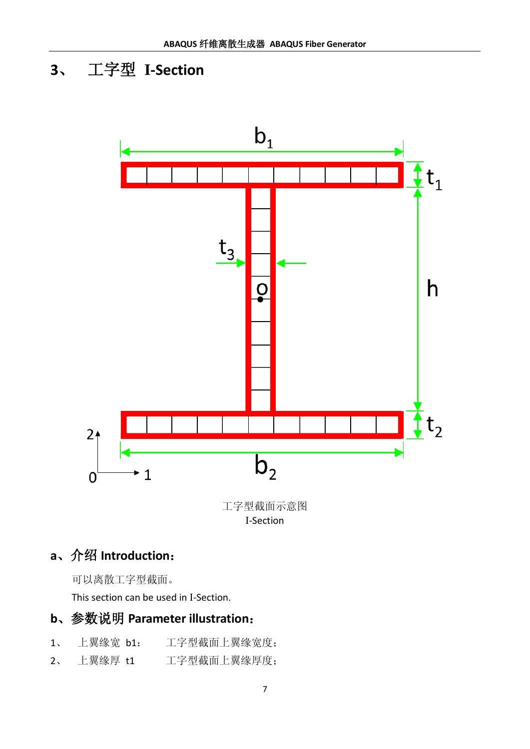# 3、 工字型 I-Section

工字型截面示意图

I-Section

## a、介绍 Introduction：

可以离散工字型截面。

This section can be used in I-Section.

## b、参数说明 Parameter illustration：

1、 上翼缘宽 b1： 工字型截面上翼缘宽度；

2、 上翼缘厚 t1 工字型截面上翼缘厚度；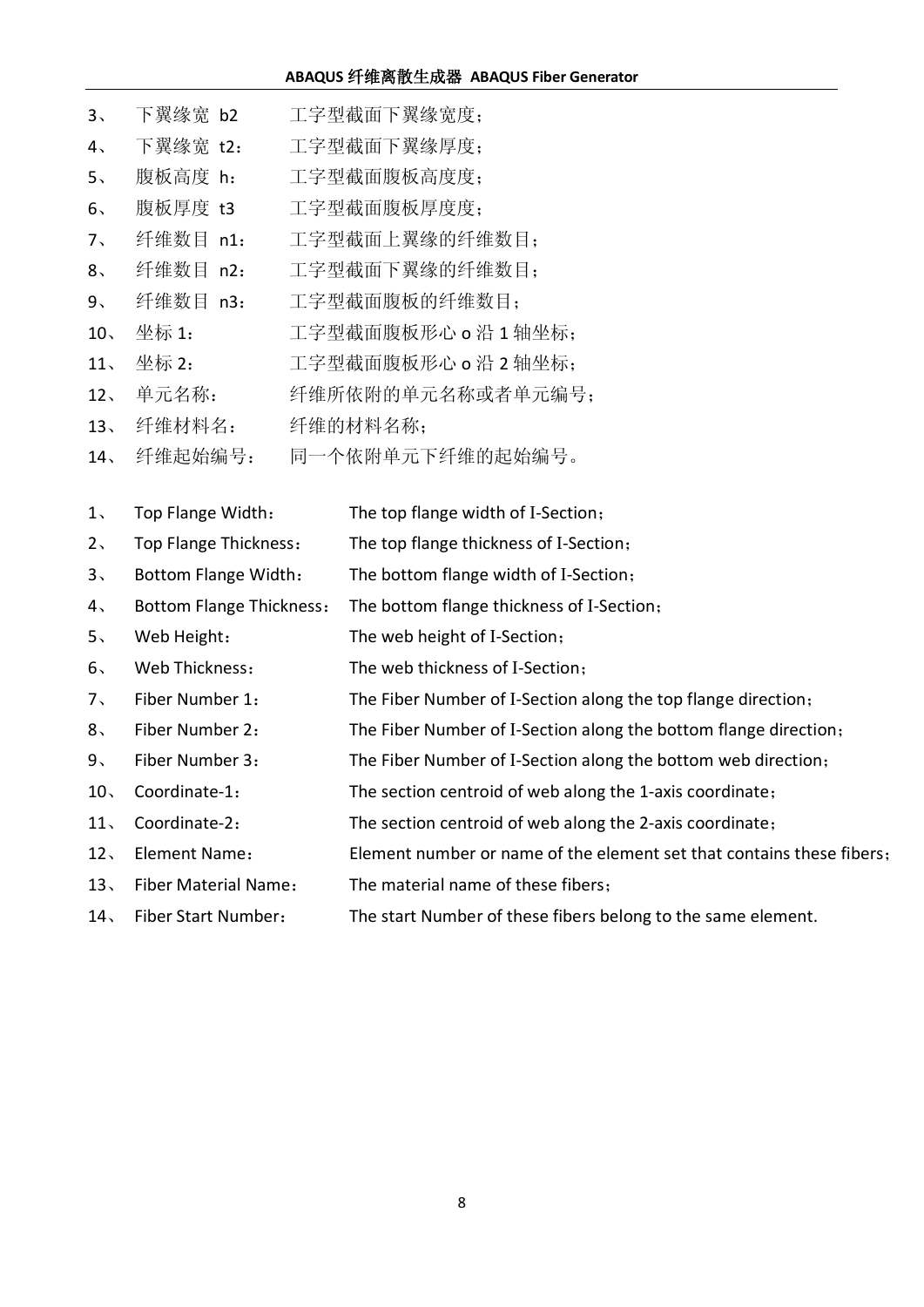3、 下翼缘宽 b2　　工字型截面下翼缘宽度；

4、 下翼缘宽 t2：　工字型截面下翼缘厚度；

5、 腹板高度 h：　工字型截面腹板高度度；

6、 腹板厚度 t3　　工字型截面腹板厚度度；

7、 纤维数目 n1：　工字型截面上翼缘的纤维数目；

8、 纤维数目 n2：　工字型截面下翼缘的纤维数目；

9、 纤维数目 n3：　工字型截面腹板的纤维数目；

10、 坐标 1：　　工字型截面腹板形心 o 沿 1 轴坐标；

11、 坐标 2：　　工字型截面腹板形心 o 沿 2 轴坐标；

12、 单元名称：　　纤维所依附的单元名称或者单元编号；

13、 纤维材料名：　纤维的材料名称；

14、 纤维起始编号：　同一个依附单元下纤维的起始编号。

1、 Top Flange Width：　The top flange width of I-Section；

2、 Top Flange Thickness：　The top flange thickness of I-Section；

3、 Bottom Flange Width：　The bottom flange width of I-Section；

4、 Bottom Flange Thickness：　The bottom flange thickness of I-Section；

5、 Web Height：　The web height of I-Section；

6、 Web Thickness：　The web thickness of I-Section；

7、 Fiber Number 1：　The Fiber Number of I-Section along the top flange direction；

8、 Fiber Number 2：　The Fiber Number of I-Section along the bottom flange direction；

9、 Fiber Number 3：　The Fiber Number of I-Section along the bottom web direction；

10、 Coordinate-1：　The section centroid of web along the 1-axis coordinate；

11、 Coordinate-2：　The section centroid of web along the 2-axis coordinate；

12、 Element Name：　Element number or name of the element set that contains these fibers；

13、 Fiber Material Name：　The material name of these fibers；

14、 Fiber Start Number：　The start Number of these fibers belong to the same element.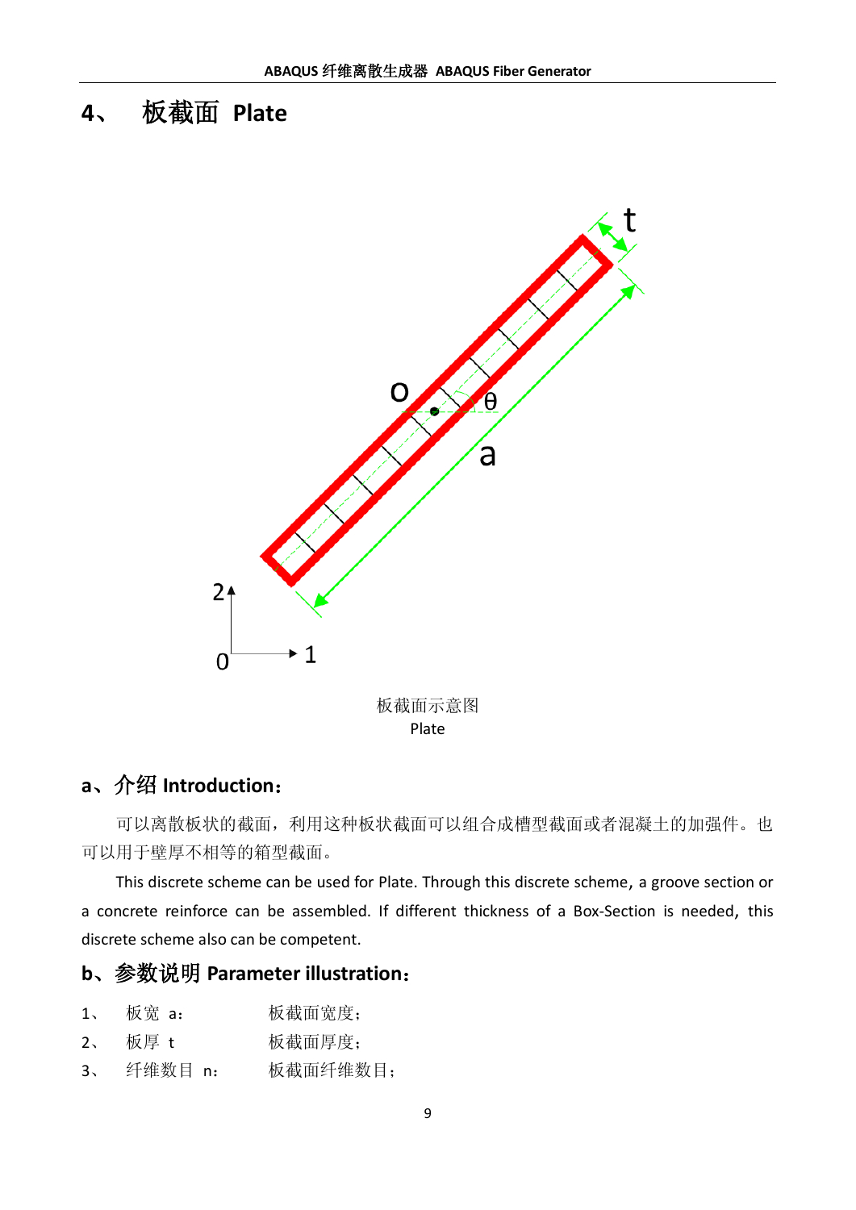# 4、 板截面 Plate

板截面示意图
Plate

## a、介绍 Introduction：

可以离散板状的截面，利用这种板状截面可以组合成槽型截面或者混凝土的加强件。也可以用于壁厚不相等的箱型截面。

This discrete scheme can be used for Plate. Through this discrete scheme, a groove section or a concrete reinforce can be assembled. If different thickness of a Box-Section is needed, this discrete scheme also can be competent.

## b、参数说明 Parameter illustration：

1、 板宽 a： 板截面宽度；
2、 板厚 t 板截面厚度；
3、 纤维数目 n： 板截面纤维数目；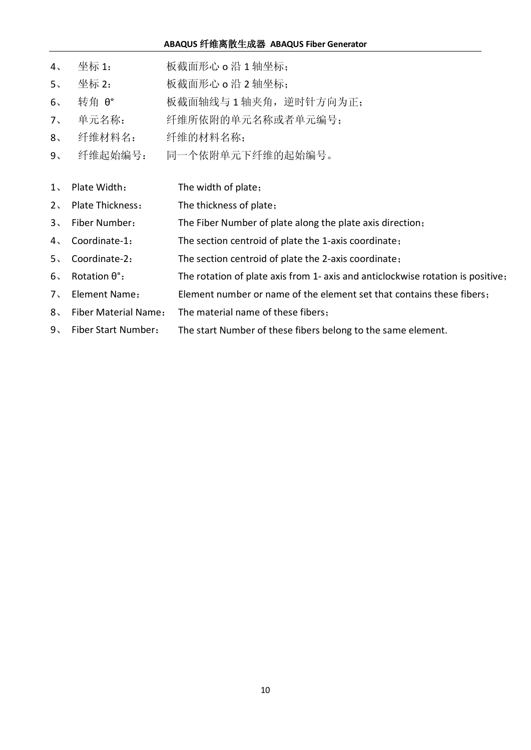4、 坐标 1： 板截面形心 o 沿 1 轴坐标；

5、 坐标 2： 板截面形心 o 沿 2 轴坐标；

6、 转角 θ° 板截面轴线与 1 轴夹角，逆时针方向为正；

7、 单元名称： 纤维所依附的单元名称或者单元编号；

8、 纤维材料名： 纤维的材料名称；

9、 纤维起始编号： 同一个依附单元下纤维的起始编号。

1、 Plate Width： The width of plate；

2、 Plate Thickness： The thickness of plate；

3、 Fiber Number： The Fiber Number of plate along the plate axis direction；

4、 Coordinate-1： The section centroid of plate the 1-axis coordinate；

5、 Coordinate-2： The section centroid of plate the 2-axis coordinate；

6、 Rotation θ°： The rotation of plate axis from 1- axis and anticlockwise rotation is positive；

7、 Element Name： Element number or name of the element set that contains these fibers；

8、 Fiber Material Name： The material name of these fibers；

9、 Fiber Start Number： The start Number of these fibers belong to the same element.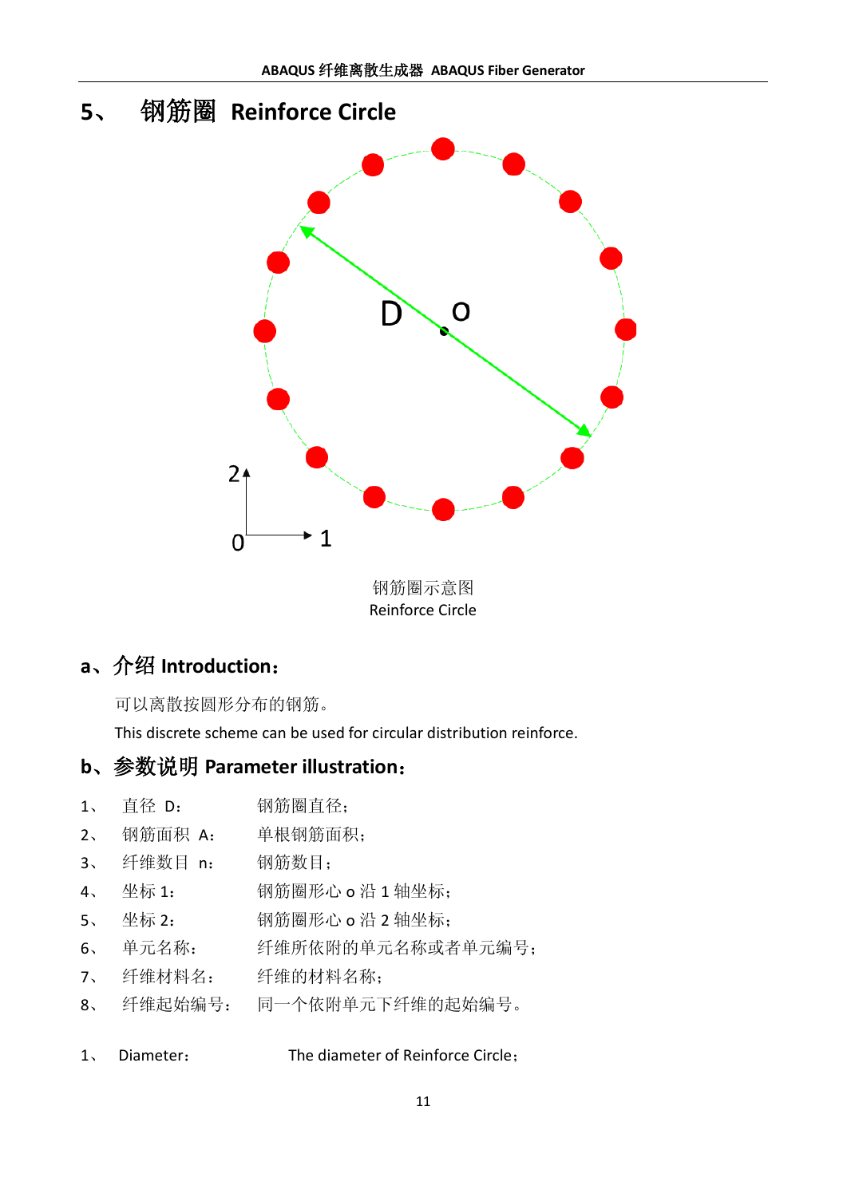## 5、 钢筋圈 Reinforce Circle

钢筋圈示意图
Reinforce Circle

### a、介绍 Introduction：

可以离散按圆形分布的钢筋。

This discrete scheme can be used for circular distribution reinforce.

### b、参数说明 Parameter illustration：

1、 直径 D： 钢筋圈直径；
2、 钢筋面积 A： 单根钢筋面积；
3、 纤维数目 n： 钢筋数目；
4、 坐标 1： 钢筋圈形心 o 沿 1 轴坐标；
5、 坐标 2： 钢筋圈形心 o 沿 2 轴坐标；
6、 单元名称： 纤维所依附的单元名称或者单元编号；
7、 纤维材料名： 纤维的材料名称；
8、 纤维起始编号： 同一个依附单元下纤维的起始编号。

1、 Diameter： The diameter of Reinforce Circle；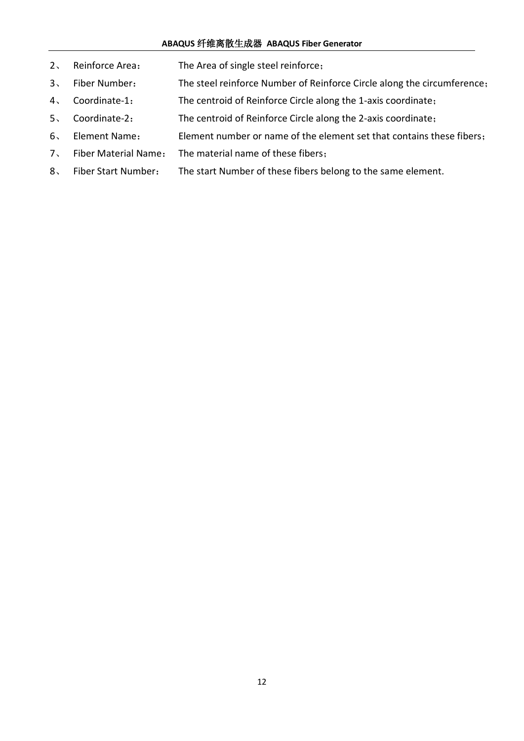2、 Reinforce Area： The Area of single steel reinforce；

3、 Fiber Number： The steel reinforce Number of Reinforce Circle along the circumference；

4、 Coordinate-1： The centroid of Reinforce Circle along the 1-axis coordinate；

5、 Coordinate-2： The centroid of Reinforce Circle along the 2-axis coordinate；

6、 Element Name： Element number or name of the element set that contains these fibers；

7、 Fiber Material Name： The material name of these fibers；

8、 Fiber Start Number： The start Number of these fibers belong to the same element.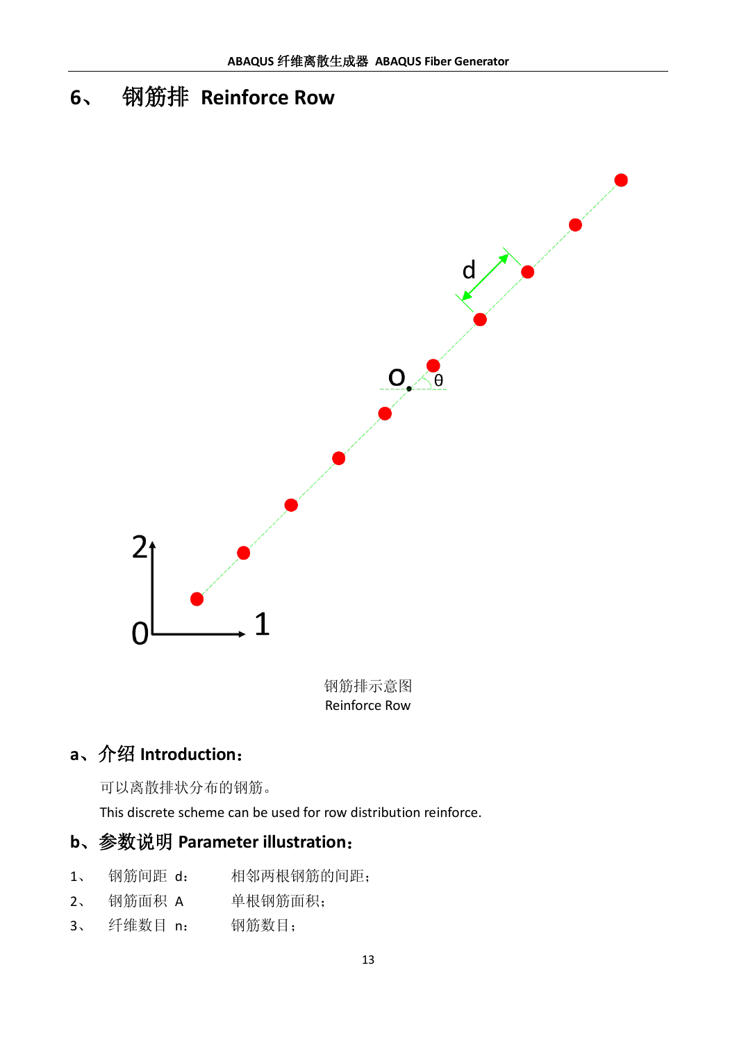# 6、 钢筋排 Reinforce Row

钢筋排示意图
Reinforce Row

## a、介绍 Introduction：

可以离散排状分布的钢筋。

This discrete scheme can be used for row distribution reinforce.

## b、参数说明 Parameter illustration：

1、 钢筋间距 d： 相邻两根钢筋的间距；

2、 钢筋面积 A 单根钢筋面积；

3、 纤维数目 n： 钢筋数目；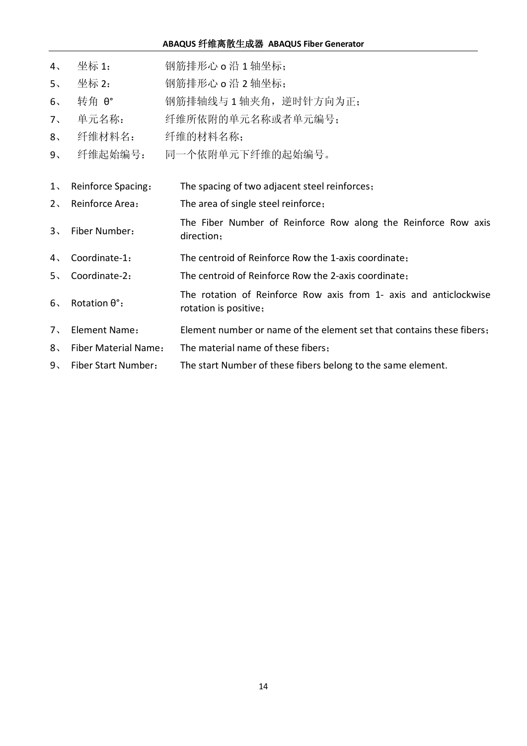4、 坐标 1： 钢筋排形心 o 沿 1 轴坐标；

5、 坐标 2： 钢筋排形心 o 沿 2 轴坐标；

6、 转角 θ° 钢筋排轴线与 1 轴夹角，逆时针方向为正；

7、 单元名称： 纤维所依附的单元名称或者单元编号；

8、 纤维材料名： 纤维的材料名称；

9、 纤维起始编号： 同一个依附单元下纤维的起始编号。

1、 Reinforce Spacing： The spacing of two adjacent steel reinforces；

2、 Reinforce Area： The area of single steel reinforce；

3、 Fiber Number： The Fiber Number of Reinforce Row along the Reinforce Row axis direction；

4、 Coordinate-1： The centroid of Reinforce Row the 1-axis coordinate；

5、 Coordinate-2： The centroid of Reinforce Row the 2-axis coordinate；

6、 Rotation θ°： The rotation of Reinforce Row axis from 1- axis and anticlockwise rotation is positive；

7、 Element Name： Element number or name of the element set that contains these fibers；

8、 Fiber Material Name： The material name of these fibers；

9、 Fiber Start Number： The start Number of these fibers belong to the same element.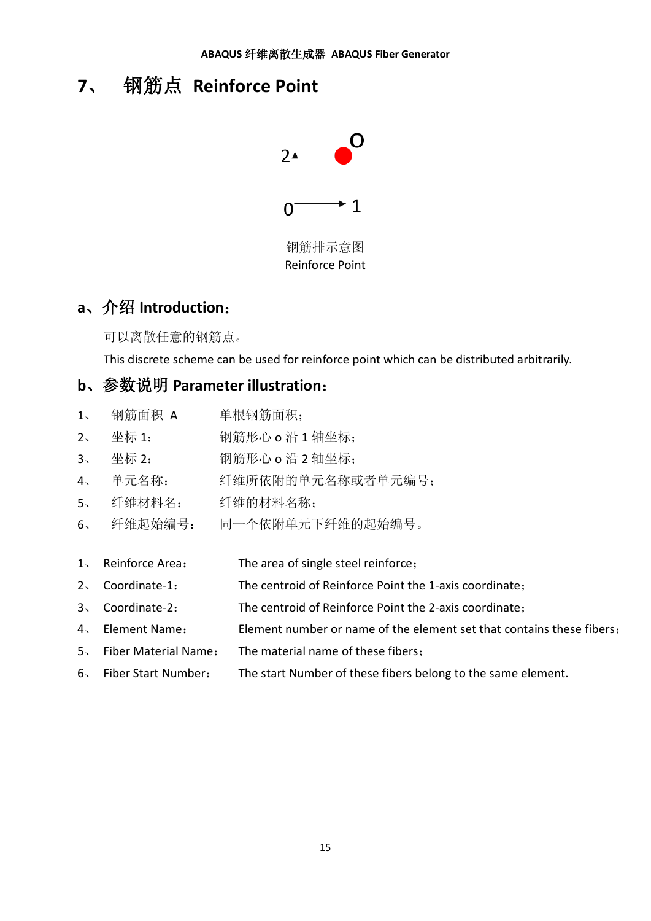# 7、 钢筋点 Reinforce Point

2

O

0

1

钢筋排示意图

Reinforce Point

## a、介绍 Introduction：

可以离散任意的钢筋点。

This discrete scheme can be used for reinforce point which can be distributed arbitrarily.

## b、参数说明 Parameter illustration：

1、 钢筋面积 A　　单根钢筋面积；

2、 坐标 1：　　钢筋形心 o 沿 1 轴坐标；

3、 坐标 2：　　钢筋形心 o 沿 2 轴坐标；

4、 单元名称：　　纤维所依附的单元名称或者单元编号；

5、 纤维材料名：　　纤维的材料名称；

6、 纤维起始编号：　　同一个依附单元下纤维的起始编号。

1、 Reinforce Area：　　The area of single steel reinforce；

2、 Coordinate-1：　　The centroid of Reinforce Point the 1-axis coordinate；

3、 Coordinate-2：　　The centroid of Reinforce Point the 2-axis coordinate；

4、 Element Name：　　Element number or name of the element set that contains these fibers；

5、 Fiber Material Name：　　The material name of these fibers；

6、 Fiber Start Number：　　The start Number of these fibers belong to the same element.